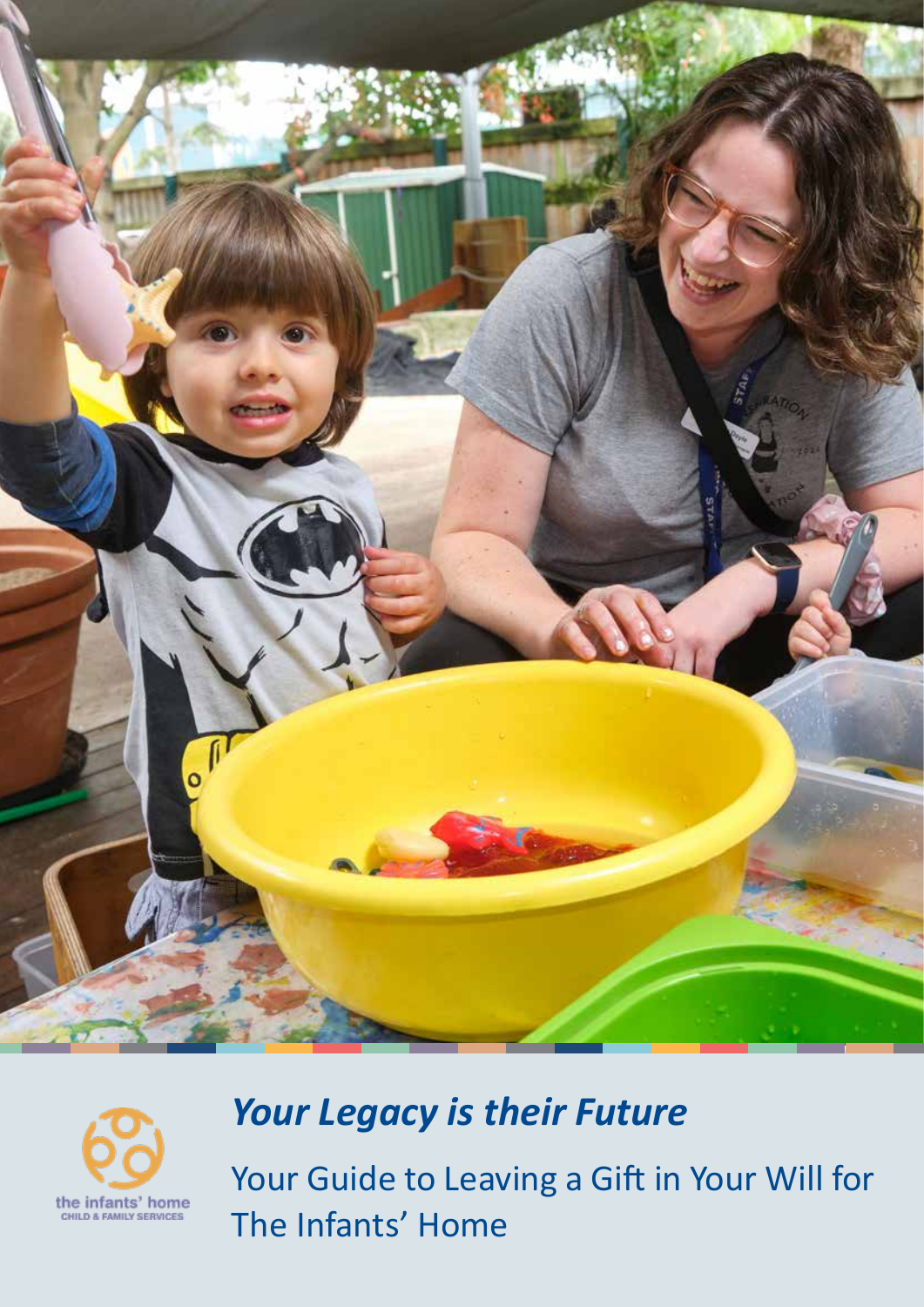the infants' home
CHILD & FAMILY SERVICES

# *Your Legacy is their Future*

## Your Guide to Leaving a Gift in Your Will for The Infants' Home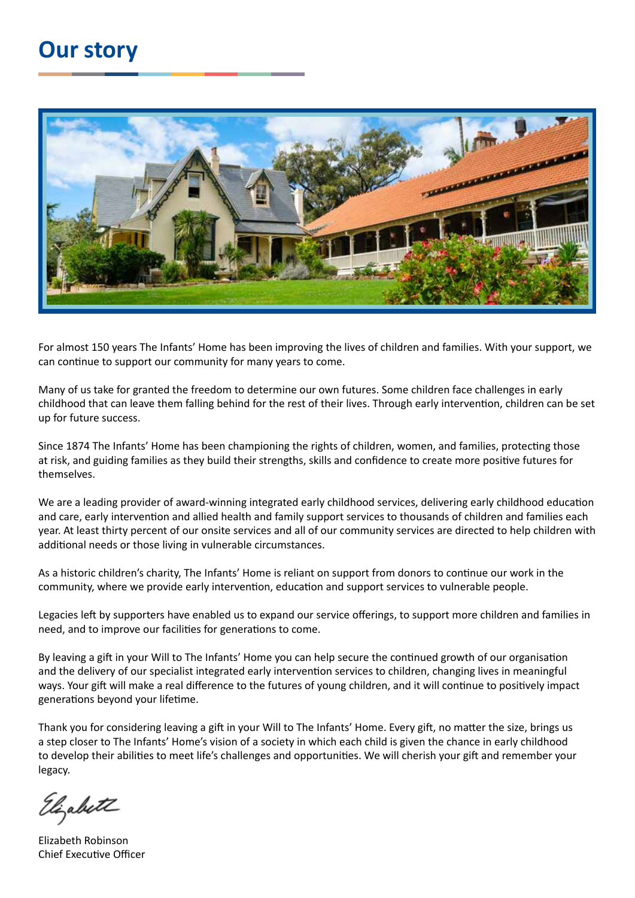# Our story

For almost 150 years The Infants' Home has been improving the lives of children and families. With your support, we can continue to support our community for many years to come.

Many of us take for granted the freedom to determine our own futures. Some children face challenges in early childhood that can leave them falling behind for the rest of their lives. Through early intervention, children can be set up for future success.

Since 1874 The Infants' Home has been championing the rights of children, women, and families, protecting those at risk, and guiding families as they build their strengths, skills and confidence to create more positive futures for themselves.

We are a leading provider of award-winning integrated early childhood services, delivering early childhood education and care, early intervention and allied health and family support services to thousands of children and families each year. At least thirty percent of our onsite services and all of our community services are directed to help children with additional needs or those living in vulnerable circumstances.

As a historic children's charity, The Infants' Home is reliant on support from donors to continue our work in the community, where we provide early intervention, education and support services to vulnerable people.

Legacies left by supporters have enabled us to expand our service offerings, to support more children and families in need, and to improve our facilities for generations to come.

By leaving a gift in your Will to The Infants' Home you can help secure the continued growth of our organisation and the delivery of our specialist integrated early intervention services to children, changing lives in meaningful ways. Your gift will make a real difference to the futures of young children, and it will continue to positively impact generations beyond your lifetime.

Thank you for considering leaving a gift in your Will to The Infants' Home. Every gift, no matter the size, brings us a step closer to The Infants' Home's vision of a society in which each child is given the chance in early childhood to develop their abilities to meet life's challenges and opportunities. We will cherish your gift and remember your legacy.

Elizabeth

Elizabeth Robinson
Chief Executive Officer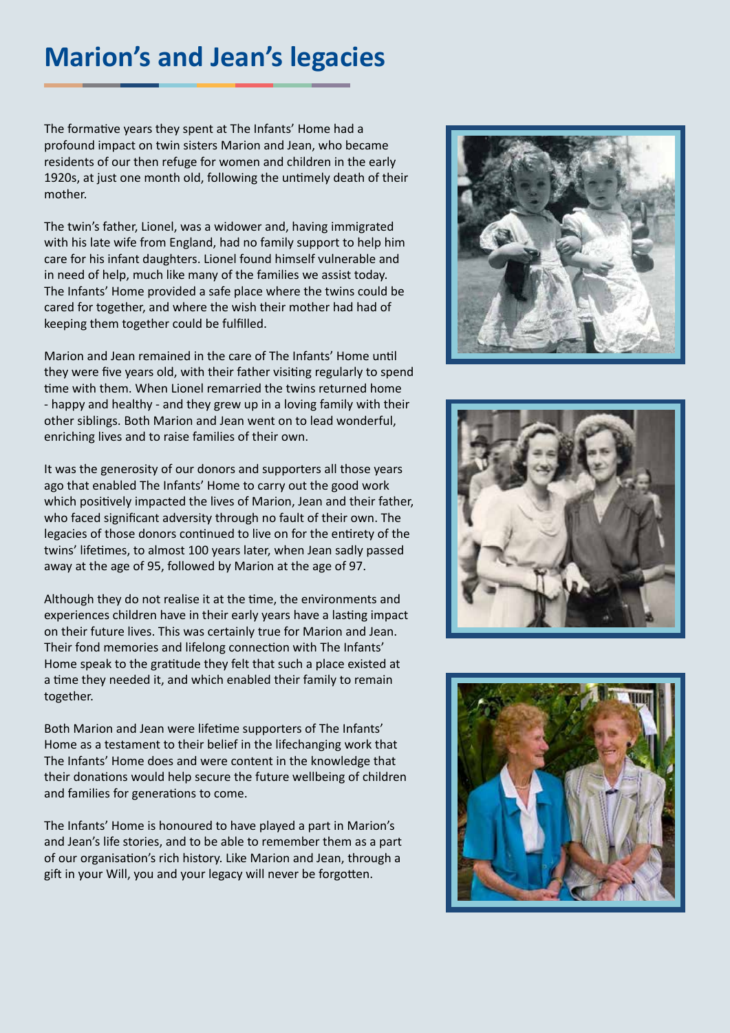# Marion's and Jean's legacies

The formative years they spent at The Infants' Home had a profound impact on twin sisters Marion and Jean, who became residents of our then refuge for women and children in the early 1920s, at just one month old, following the untimely death of their mother.

The twin's father, Lionel, was a widower and, having immigrated with his late wife from England, had no family support to help him care for his infant daughters. Lionel found himself vulnerable and in need of help, much like many of the families we assist today. The Infants' Home provided a safe place where the twins could be cared for together, and where the wish their mother had had of keeping them together could be fulfilled.

Marion and Jean remained in the care of The Infants' Home until they were five years old, with their father visiting regularly to spend time with them. When Lionel remarried the twins returned home - happy and healthy - and they grew up in a loving family with their other siblings. Both Marion and Jean went on to lead wonderful, enriching lives and to raise families of their own.

It was the generosity of our donors and supporters all those years ago that enabled The Infants' Home to carry out the good work which positively impacted the lives of Marion, Jean and their father, who faced significant adversity through no fault of their own. The legacies of those donors continued to live on for the entirety of the twins' lifetimes, to almost 100 years later, when Jean sadly passed away at the age of 95, followed by Marion at the age of 97.

Although they do not realise it at the time, the environments and experiences children have in their early years have a lasting impact on their future lives. This was certainly true for Marion and Jean. Their fond memories and lifelong connection with The Infants' Home speak to the gratitude they felt that such a place existed at a time they needed it, and which enabled their family to remain together.

Both Marion and Jean were lifetime supporters of The Infants' Home as a testament to their belief in the lifechanging work that The Infants' Home does and were content in the knowledge that their donations would help secure the future wellbeing of children and families for generations to come.

The Infants' Home is honoured to have played a part in Marion's and Jean's life stories, and to be able to remember them as a part of our organisation's rich history. Like Marion and Jean, through a gift in your Will, you and your legacy will never be forgotten.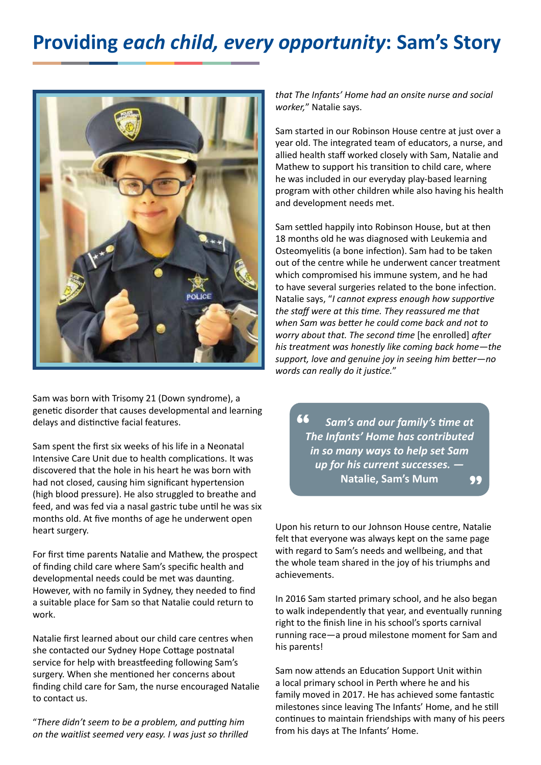# Providing *each child, every opportunity*: Sam's Story

Sam was born with Trisomy 21 (Down syndrome), a genetic disorder that causes developmental and learning delays and distinctive facial features.

Sam spent the first six weeks of his life in a Neonatal Intensive Care Unit due to health complications. It was discovered that the hole in his heart he was born with had not closed, causing him significant hypertension (high blood pressure). He also struggled to breathe and feed, and was fed via a nasal gastric tube until he was six months old. At five months of age he underwent open heart surgery.

For first time parents Natalie and Mathew, the prospect of finding child care where Sam's specific health and developmental needs could be met was daunting. However, with no family in Sydney, they needed to find a suitable place for Sam so that Natalie could return to work.

Natalie first learned about our child care centres when she contacted our Sydney Hope Cottage postnatal service for help with breastfeeding following Sam's surgery. When she mentioned her concerns about finding child care for Sam, the nurse encouraged Natalie to contact us.

"*There didn't seem to be a problem, and putting him on the waitlist seemed very easy. I was just so thrilled that The Infants' Home had an onsite nurse and social worker,*" Natalie says.

Sam started in our Robinson House centre at just over a year old. The integrated team of educators, a nurse, and allied health staff worked closely with Sam, Natalie and Mathew to support his transition to child care, where he was included in our everyday play-based learning program with other children while also having his health and development needs met.

Sam settled happily into Robinson House, but at then 18 months old he was diagnosed with Leukemia and Osteomyelitis (a bone infection). Sam had to be taken out of the centre while he underwent cancer treatment which compromised his immune system, and he had to have several surgeries related to the bone infection. Natalie says, "*I cannot express enough how supportive the staff were at this time. They reassured me that when Sam was better he could come back and not to worry about that. The second time* [he enrolled] *after his treatment was honestly like coming back home—the support, love and genuine joy in seeing him better—no words can really do it justice.*"

> ***Sam's and our family's time at The Infants' Home has contributed in so many ways to help set Sam up for his current successes. —* Natalie, Sam's Mum**

Upon his return to our Johnson House centre, Natalie felt that everyone was always kept on the same page with regard to Sam's needs and wellbeing, and that the whole team shared in the joy of his triumphs and achievements.

In 2016 Sam started primary school, and he also began to walk independently that year, and eventually running right to the finish line in his school's sports carnival running race—a proud milestone moment for Sam and his parents!

Sam now attends an Education Support Unit within a local primary school in Perth where he and his family moved in 2017. He has achieved some fantastic milestones since leaving The Infants' Home, and he still continues to maintain friendships with many of his peers from his days at The Infants' Home.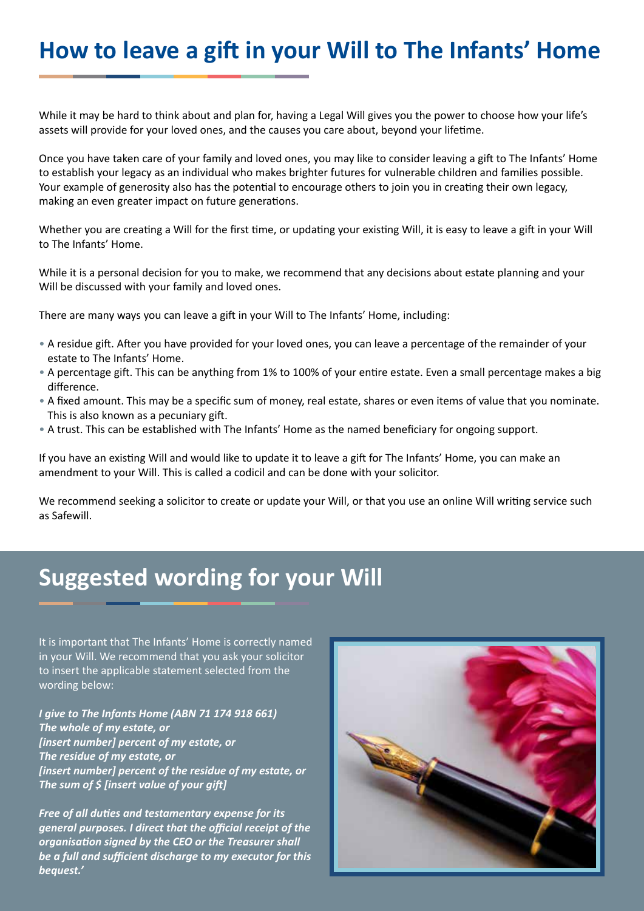# How to leave a gift in your Will to The Infants' Home

While it may be hard to think about and plan for, having a Legal Will gives you the power to choose how your life's assets will provide for your loved ones, and the causes you care about, beyond your lifetime.

Once you have taken care of your family and loved ones, you may like to consider leaving a gift to The Infants' Home to establish your legacy as an individual who makes brighter futures for vulnerable children and families possible. Your example of generosity also has the potential to encourage others to join you in creating their own legacy, making an even greater impact on future generations.

Whether you are creating a Will for the first time, or updating your existing Will, it is easy to leave a gift in your Will to The Infants' Home.

While it is a personal decision for you to make, we recommend that any decisions about estate planning and your Will be discussed with your family and loved ones.

There are many ways you can leave a gift in your Will to The Infants' Home, including:

- A residue gift. After you have provided for your loved ones, you can leave a percentage of the remainder of your estate to The Infants' Home.
- A percentage gift. This can be anything from 1% to 100% of your entire estate. Even a small percentage makes a big difference.
- A fixed amount. This may be a specific sum of money, real estate, shares or even items of value that you nominate. This is also known as a pecuniary gift.
- A trust. This can be established with The Infants' Home as the named beneficiary for ongoing support.

If you have an existing Will and would like to update it to leave a gift for The Infants' Home, you can make an amendment to your Will. This is called a codicil and can be done with your solicitor.

We recommend seeking a solicitor to create or update your Will, or that you use an online Will writing service such as Safewill.

# Suggested wording for your Will

It is important that The Infants' Home is correctly named in your Will. We recommend that you ask your solicitor to insert the applicable statement selected from the wording below:

***I give to The Infants Home (ABN 71 174 918 661)***
***The whole of my estate, or***
***[insert number] percent of my estate, or***
***The residue of my estate, or***
***[insert number] percent of the residue of my estate, or***
***The sum of $ [insert value of your gift]***

***Free of all duties and testamentary expense for its general purposes. I direct that the official receipt of the organisation signed by the CEO or the Treasurer shall be a full and sufficient discharge to my executor for this bequest.'***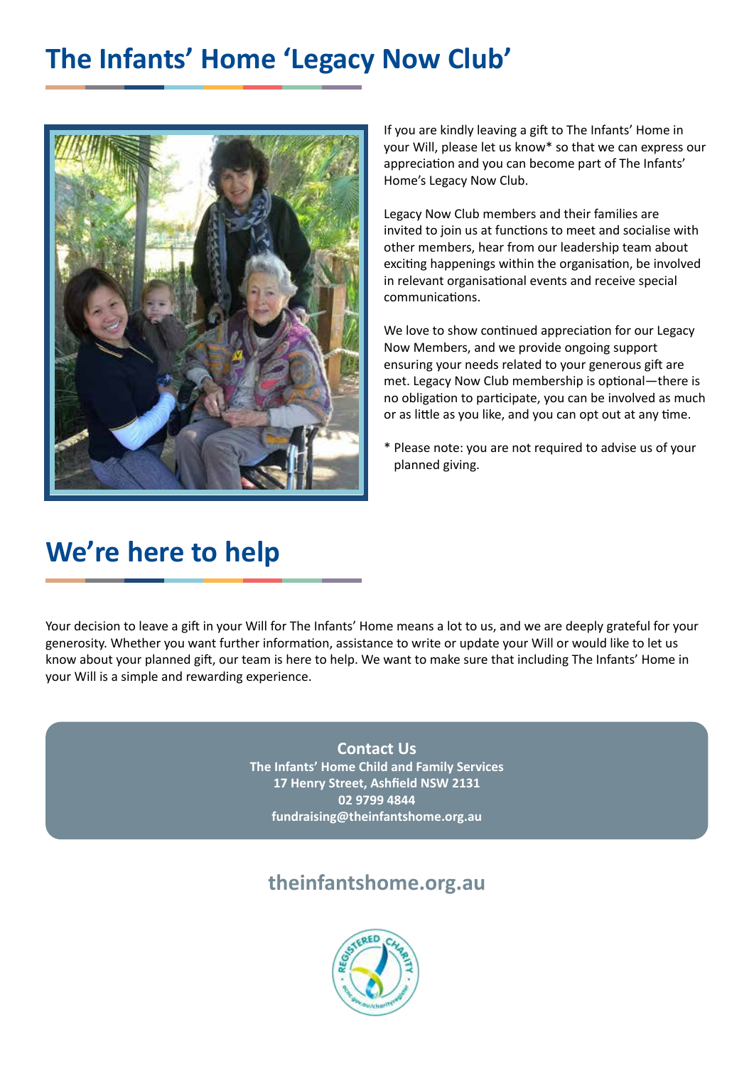# The Infants' Home 'Legacy Now Club'

If you are kindly leaving a gift to The Infants' Home in your Will, please let us know* so that we can express our appreciation and you can become part of The Infants' Home's Legacy Now Club.

Legacy Now Club members and their families are invited to join us at functions to meet and socialise with other members, hear from our leadership team about exciting happenings within the organisation, be involved in relevant organisational events and receive special communications.

We love to show continued appreciation for our Legacy Now Members, and we provide ongoing support ensuring your needs related to your generous gift are met. Legacy Now Club membership is optional—there is no obligation to participate, you can be involved as much or as little as you like, and you can opt out at any time.

* Please note: you are not required to advise us of your planned giving.

# We're here to help

Your decision to leave a gift in your Will for The Infants' Home means a lot to us, and we are deeply grateful for your generosity. Whether you want further information, assistance to write or update your Will or would like to let us know about your planned gift, our team is here to help. We want to make sure that including The Infants' Home in your Will is a simple and rewarding experience.

**Contact Us**
**The Infants' Home Child and Family Services**
**17 Henry Street, Ashfield NSW 2131**
**02 9799 4844**
**fundraising@theinfantshome.org.au**

**theinfantshome.org.au**